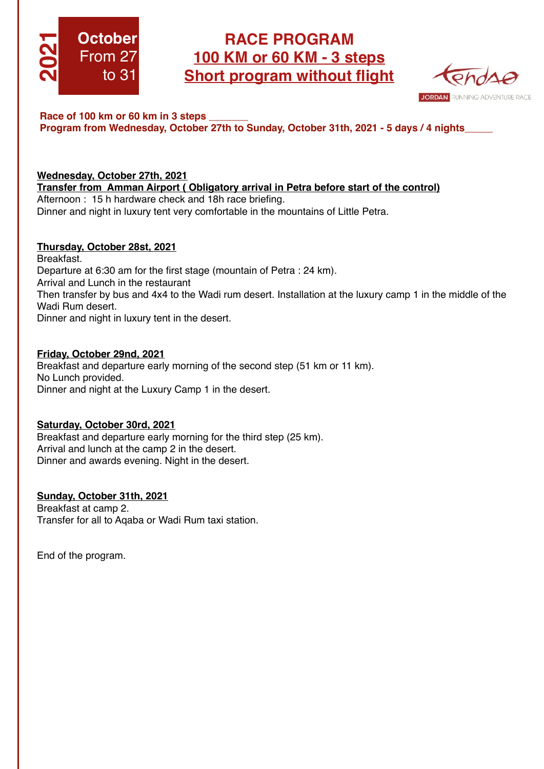**2021**

**October**
From 27
to 31

# RACE PROGRAM

## 100 KM or 60 KM - 3 steps

## Short program without flight

JORDAN RUNNING ADVENTURE RACE

**Race of 100 km or 60 km in 3 steps _______**
**Program from Wednesday, October 27th to Sunday, October 31th, 2021 - 5 days / 4 nights_____**

**Wednesday, October 27th, 2021**
**Transfer from Amman Airport ( Obligatory arrival in Petra before start of the control)**
Afternoon : 15 h hardware check and 18h race briefing.
Dinner and night in luxury tent very comfortable in the mountains of Little Petra.

**Thursday, October 28st, 2021**
Breakfast.
Departure at 6:30 am for the first stage (mountain of Petra : 24 km).
Arrival and Lunch in the restaurant
Then transfer by bus and 4x4 to the Wadi rum desert. Installation at the luxury camp 1 in the middle of the Wadi Rum desert.
Dinner and night in luxury tent in the desert.

**Friday, October 29nd, 2021**
Breakfast and departure early morning of the second step (51 km or 11 km).
No Lunch provided.
Dinner and night at the Luxury Camp 1 in the desert.

**Saturday, October 30rd, 2021**
Breakfast and departure early morning for the third step (25 km).
Arrival and lunch at the camp 2 in the desert.
Dinner and awards evening. Night in the desert.

**Sunday, October 31th, 2021**
Breakfast at camp 2.
Transfer for all to Aqaba or Wadi Rum taxi station.

End of the program.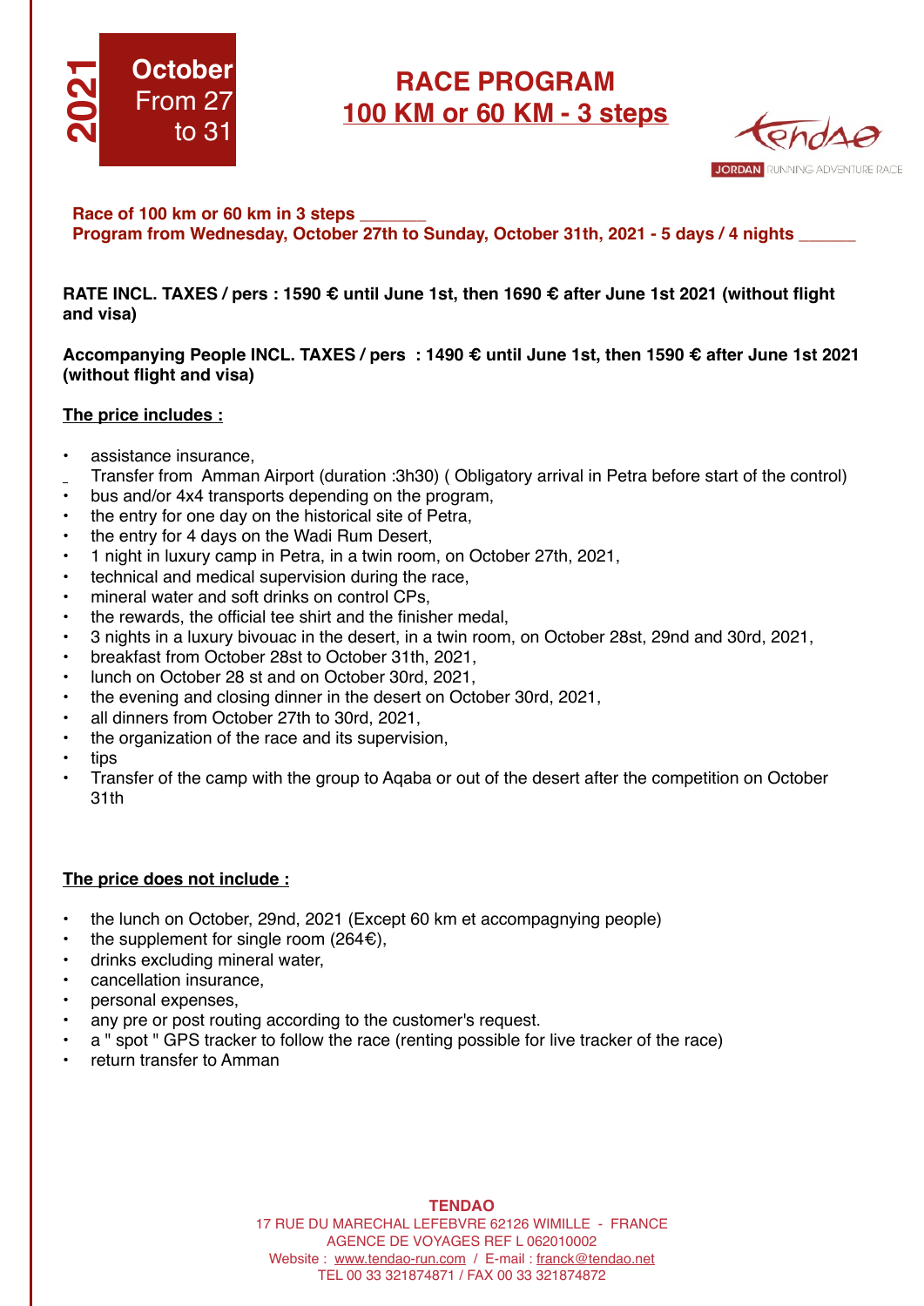2021

**October**
From 27
to 31

# RACE PROGRAM
## 100 KM or 60 KM - 3 steps

JORDAN RUNNING ADVENTURE RACE

**Race of 100 km or 60 km in 3 steps**
**Program from Wednesday, October 27th to Sunday, October 31th, 2021 - 5 days / 4 nights**

**RATE INCL. TAXES / pers : 1590 € until June 1st, then 1690 € after June 1st 2021 (without flight and visa)**

**Accompanying People INCL. TAXES / pers : 1490 € until June 1st, then 1590 € after June 1st 2021 (without flight and visa)**

**The price includes :**

- assistance insurance,
- Transfer from Amman Airport (duration :3h30) ( Obligatory arrival in Petra before start of the control)
- bus and/or 4x4 transports depending on the program,
- the entry for one day on the historical site of Petra,
- the entry for 4 days on the Wadi Rum Desert,
- 1 night in luxury camp in Petra, in a twin room, on October 27th, 2021,
- technical and medical supervision during the race,
- mineral water and soft drinks on control CPs,
- the rewards, the official tee shirt and the finisher medal,
- 3 nights in a luxury bivouac in the desert, in a twin room, on October 28st, 29nd and 30rd, 2021,
- breakfast from October 28st to October 31th, 2021,
- lunch on October 28 st and on October 30rd, 2021,
- the evening and closing dinner in the desert on October 30rd, 2021,
- all dinners from October 27th to 30rd, 2021,
- the organization of the race and its supervision,
- tips
- Transfer of the camp with the group to Aqaba or out of the desert after the competition on October 31th

**The price does not include :**

- the lunch on October, 29nd, 2021 (Except 60 km et accompagnying people)
- the supplement for single room (264€),
- drinks excluding mineral water,
- cancellation insurance,
- personal expenses,
- any pre or post routing according to the customer's request.
- a " spot " GPS tracker to follow the race (renting possible for live tracker of the race)
- return transfer to Amman

**TENDAO**
17 RUE DU MARECHAL LEFEBVRE 62126 WIMILLE - FRANCE
AGENCE DE VOYAGES REF L 062010002
Website : www.tendao-run.com / E-mail : franck@tendao.net
TEL 00 33 321874871 / FAX 00 33 321874872